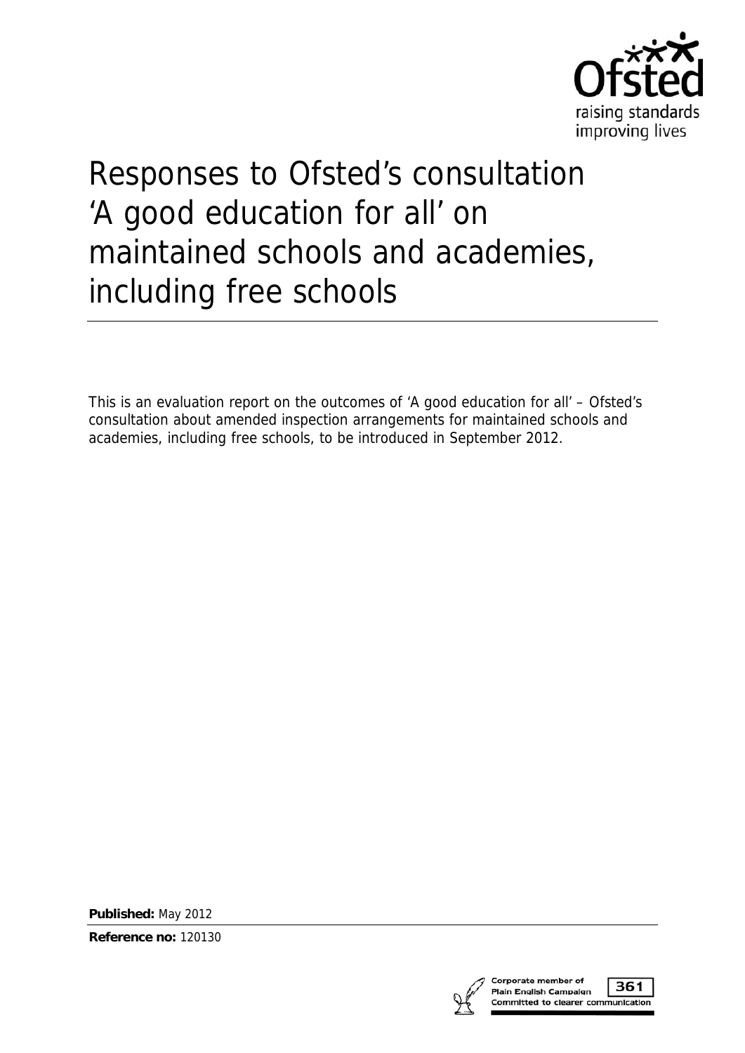# Responses to Ofsted's consultation 'A good education for all' on maintained schools and academies, including free schools

This is an evaluation report on the outcomes of 'A good education for all' – Ofsted's consultation about amended inspection arrangements for maintained schools and academies, including free schools, to be introduced in September 2012.

**Published:** May 2012

**Reference no:** 120130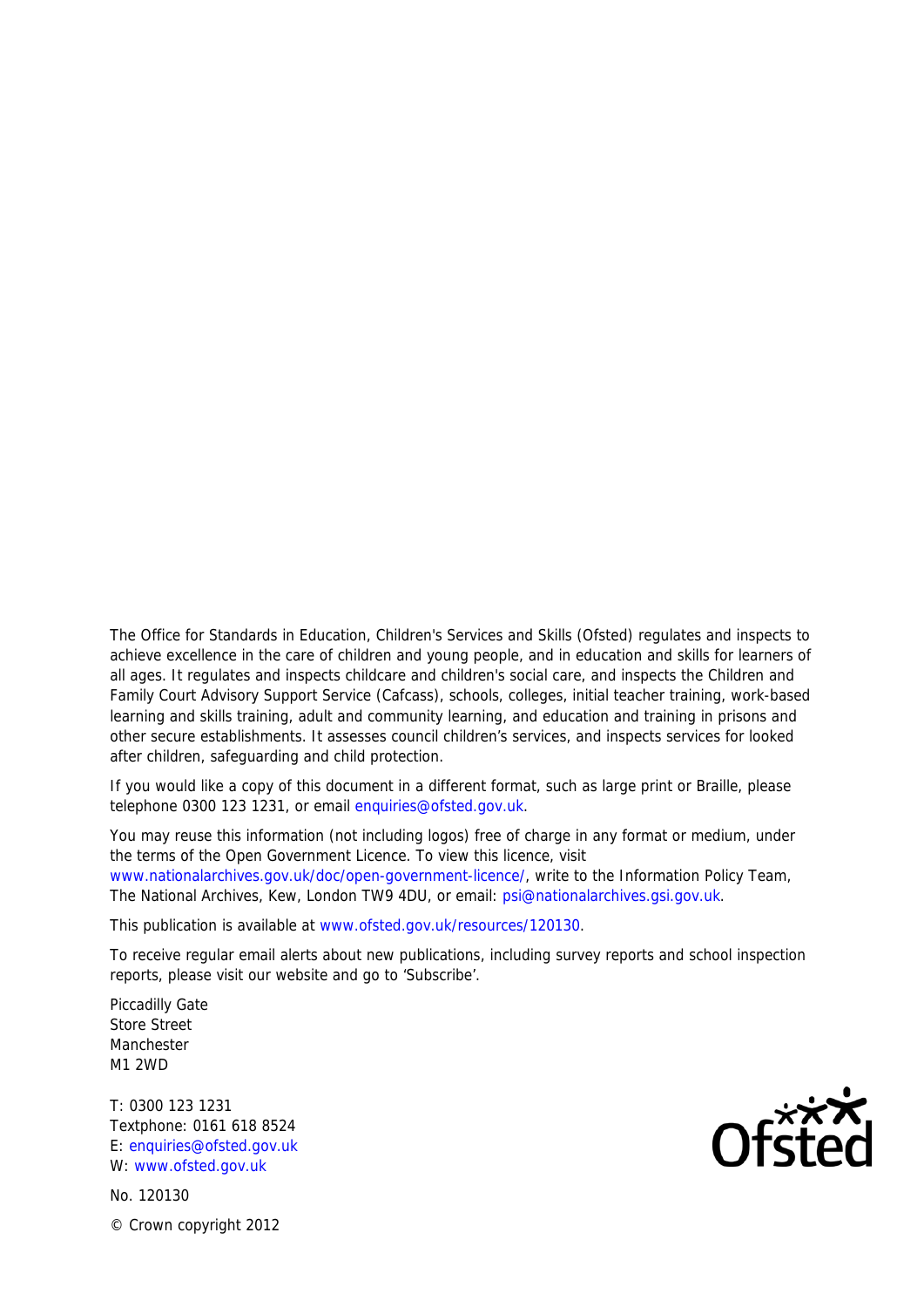The Office for Standards in Education, Children's Services and Skills (Ofsted) regulates and inspects to achieve excellence in the care of children and young people, and in education and skills for learners of all ages. It regulates and inspects childcare and children's social care, and inspects the Children and Family Court Advisory Support Service (Cafcass), schools, colleges, initial teacher training, work-based learning and skills training, adult and community learning, and education and training in prisons and other secure establishments. It assesses council children's services, and inspects services for looked after children, safeguarding and child protection.

If you would like a copy of this document in a different format, such as large print or Braille, please telephone 0300 123 1231, or email enquiries@ofsted.gov.uk.

You may reuse this information (not including logos) free of charge in any format or medium, under the terms of the Open Government Licence. To view this licence, visit www.nationalarchives.gov.uk/doc/open-government-licence/, write to the Information Policy Team, The National Archives, Kew, London TW9 4DU, or email: psi@nationalarchives.gsi.gov.uk.

This publication is available at www.ofsted.gov.uk/resources/120130.

To receive regular email alerts about new publications, including survey reports and school inspection reports, please visit our website and go to 'Subscribe'.

Piccadilly Gate
Store Street
Manchester
M1 2WD

T: 0300 123 1231
Textphone: 0161 618 8524
E: enquiries@ofsted.gov.uk
W: www.ofsted.gov.uk

No. 120130

© Crown copyright 2012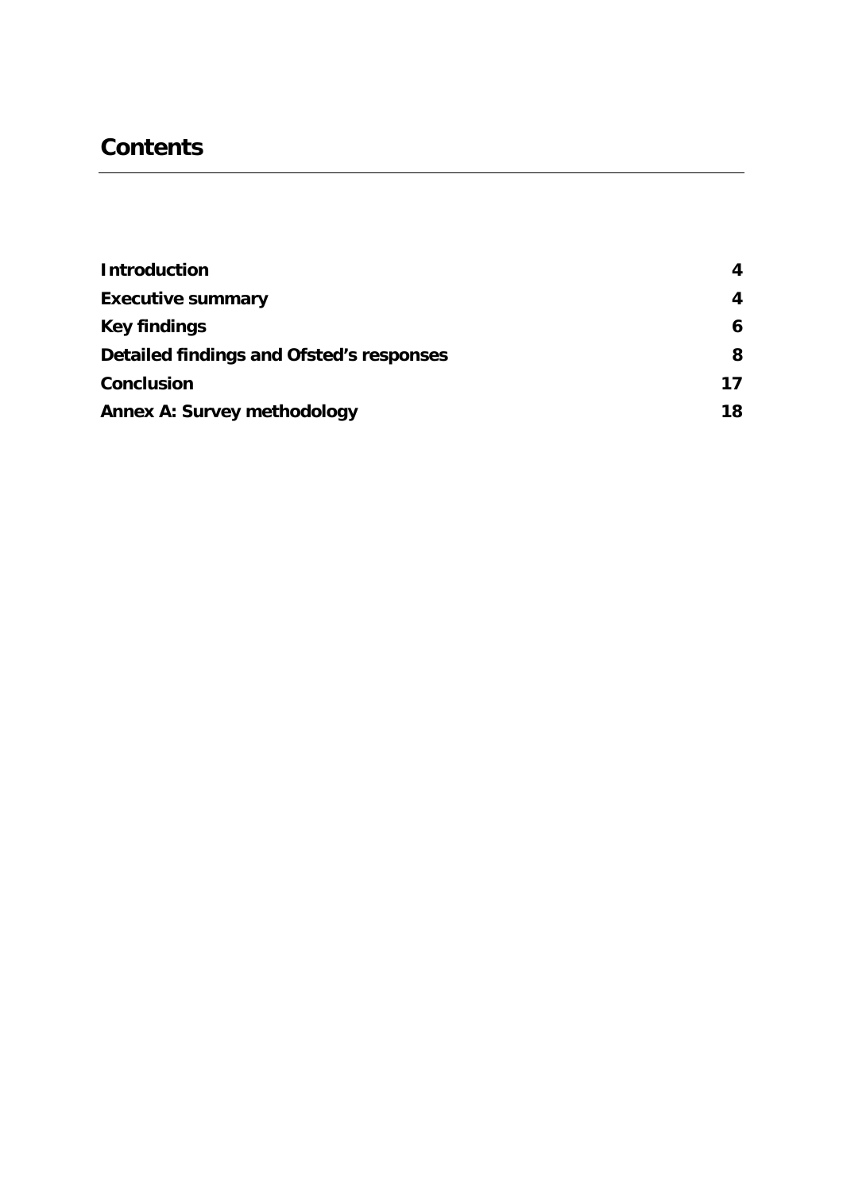# Contents

| | |
|---|---|
| **Introduction** | **4** |
| **Executive summary** | **4** |
| **Key findings** | **6** |
| **Detailed findings and Ofsted's responses** | **8** |
| **Conclusion** | **17** |
| **Annex A: Survey methodology** | **18** |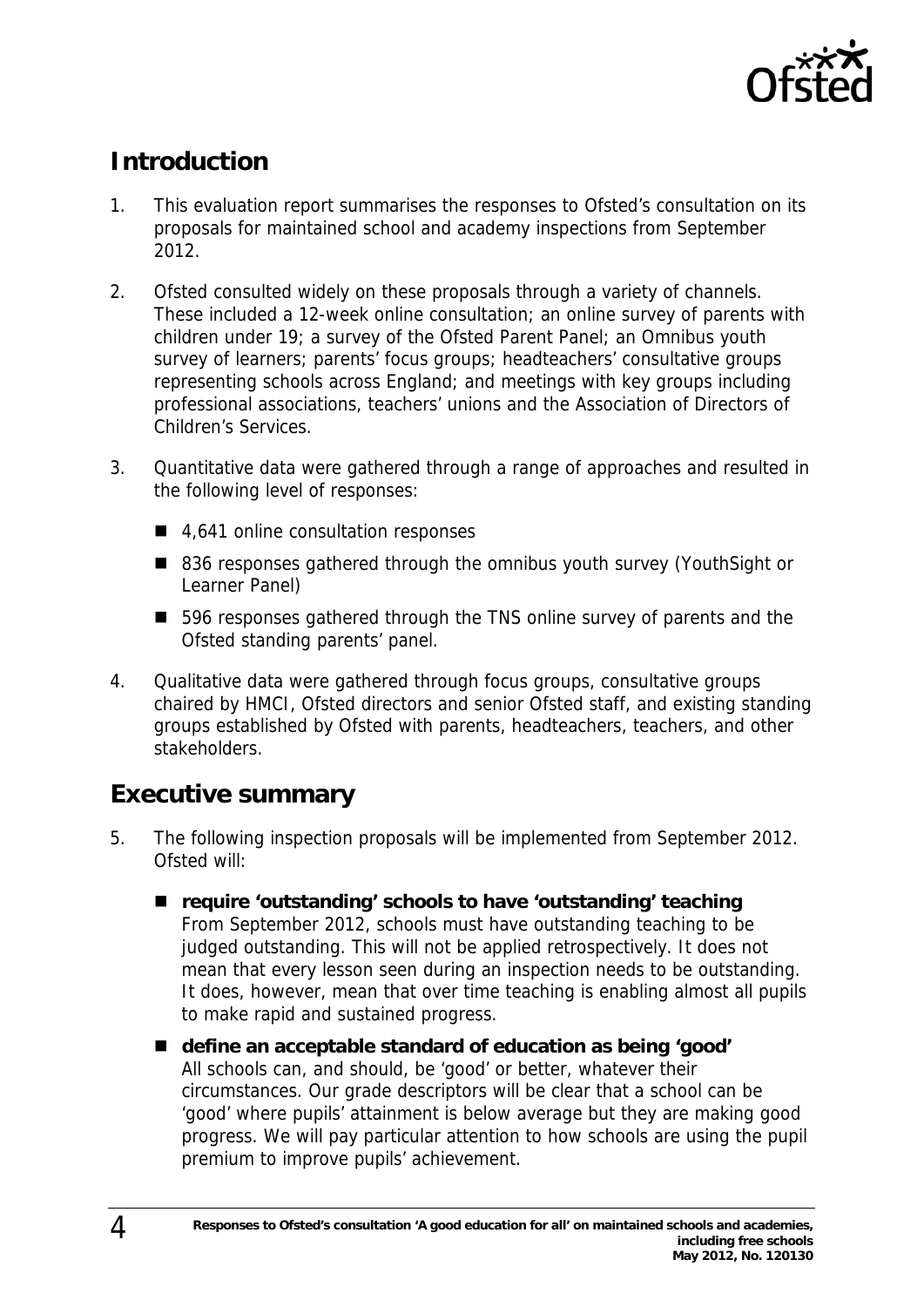## Introduction

1. This evaluation report summarises the responses to Ofsted's consultation on its proposals for maintained school and academy inspections from September 2012.

2. Ofsted consulted widely on these proposals through a variety of channels. These included a 12-week online consultation; an online survey of parents with children under 19; a survey of the Ofsted Parent Panel; an Omnibus youth survey of learners; parents' focus groups; headteachers' consultative groups representing schools across England; and meetings with key groups including professional associations, teachers' unions and the Association of Directors of Children's Services.

3. Quantitative data were gathered through a range of approaches and resulted in the following level of responses:

   - 4,641 online consultation responses
   - 836 responses gathered through the omnibus youth survey (YouthSight or Learner Panel)
   - 596 responses gathered through the TNS online survey of parents and the Ofsted standing parents' panel.

4. Qualitative data were gathered through focus groups, consultative groups chaired by HMCI, Ofsted directors and senior Ofsted staff, and existing standing groups established by Ofsted with parents, headteachers, teachers, and other stakeholders.

## Executive summary

5. The following inspection proposals will be implemented from September 2012. Ofsted will:

   - **require 'outstanding' schools to have 'outstanding' teaching**
     From September 2012, schools must have outstanding teaching to be judged outstanding. This will not be applied retrospectively. It does not mean that every lesson seen during an inspection needs to be outstanding. It does, however, mean that over time teaching is enabling almost all pupils to make rapid and sustained progress.
   - **define an acceptable standard of education as being 'good'**
     All schools can, and should, be 'good' or better, whatever their circumstances. Our grade descriptors will be clear that a school can be 'good' where pupils' attainment is below average but they are making good progress. We will pay particular attention to how schools are using the pupil premium to improve pupils' achievement.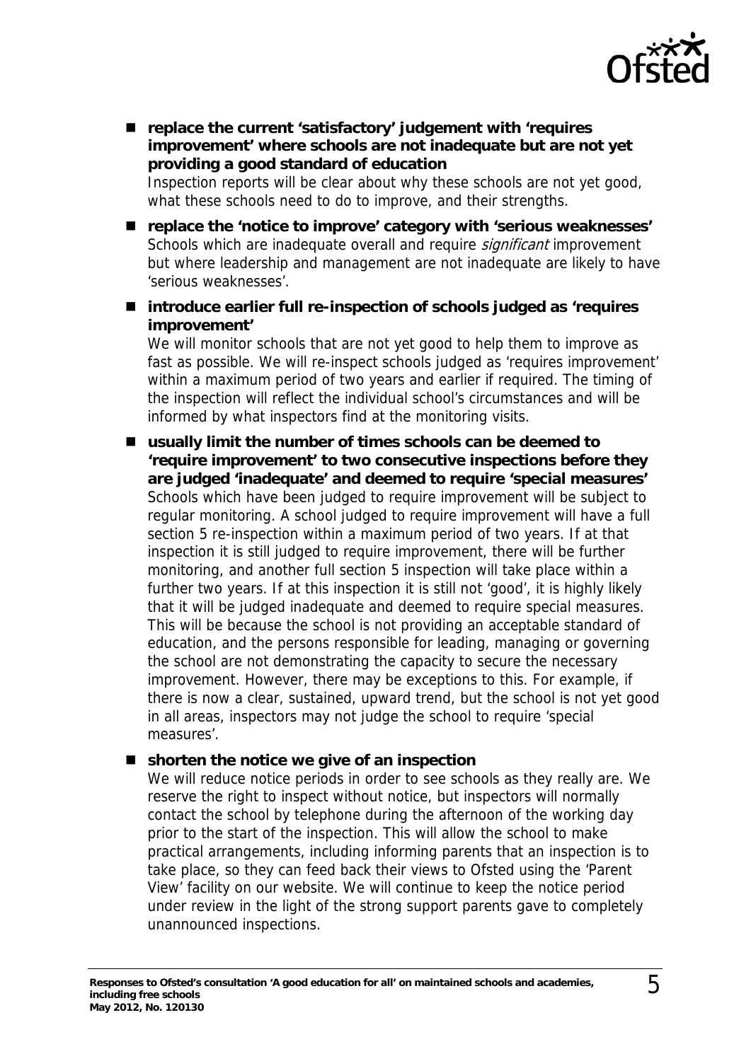- **replace the current 'satisfactory' judgement with 'requires improvement' where schools are not inadequate but are not yet providing a good standard of education**
  Inspection reports will be clear about why these schools are not yet good, what these schools need to do to improve, and their strengths.

- **replace the 'notice to improve' category with 'serious weaknesses'**
  Schools which are inadequate overall and require *significant* improvement but where leadership and management are not inadequate are likely to have 'serious weaknesses'.

- **introduce earlier full re-inspection of schools judged as 'requires improvement'**
  We will monitor schools that are not yet good to help them to improve as fast as possible. We will re-inspect schools judged as 'requires improvement' within a maximum period of two years and earlier if required. The timing of the inspection will reflect the individual school's circumstances and will be informed by what inspectors find at the monitoring visits.

- **usually limit the number of times schools can be deemed to 'require improvement' to two consecutive inspections before they are judged 'inadequate' and deemed to require 'special measures'**
  Schools which have been judged to require improvement will be subject to regular monitoring. A school judged to require improvement will have a full section 5 re-inspection within a maximum period of two years. If at that inspection it is still judged to require improvement, there will be further monitoring, and another full section 5 inspection will take place within a further two years. If at this inspection it is still not 'good', it is highly likely that it will be judged inadequate and deemed to require special measures. This will be because the school is not providing an acceptable standard of education, and the persons responsible for leading, managing or governing the school are not demonstrating the capacity to secure the necessary improvement. However, there may be exceptions to this. For example, if there is now a clear, sustained, upward trend, but the school is not yet good in all areas, inspectors may not judge the school to require 'special measures'.

- **shorten the notice we give of an inspection**
  We will reduce notice periods in order to see schools as they really are. We reserve the right to inspect without notice, but inspectors will normally contact the school by telephone during the afternoon of the working day prior to the start of the inspection. This will allow the school to make practical arrangements, including informing parents that an inspection is to take place, so they can feed back their views to Ofsted using the 'Parent View' facility on our website. We will continue to keep the notice period under review in the light of the strong support parents gave to completely unannounced inspections.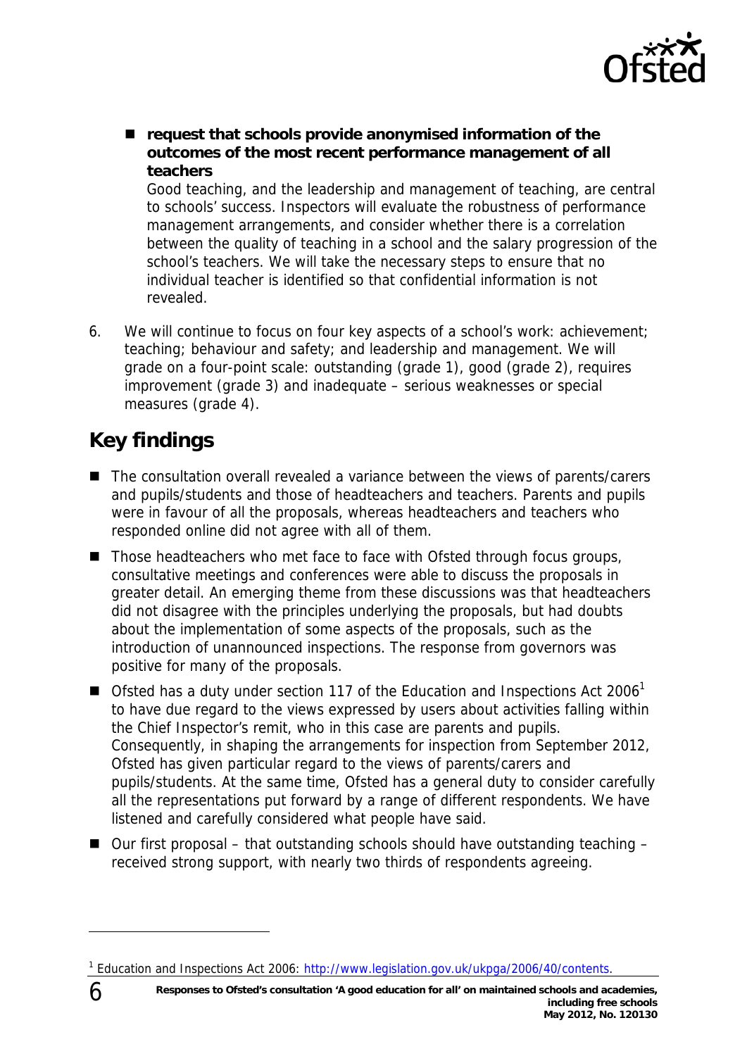- **request that schools provide anonymised information of the outcomes of the most recent performance management of all teachers**
  Good teaching, and the leadership and management of teaching, are central to schools' success. Inspectors will evaluate the robustness of performance management arrangements, and consider whether there is a correlation between the quality of teaching in a school and the salary progression of the school's teachers. We will take the necessary steps to ensure that no individual teacher is identified so that confidential information is not revealed.

6. We will continue to focus on four key aspects of a school's work: achievement; teaching; behaviour and safety; and leadership and management. We will grade on a four-point scale: outstanding (grade 1), good (grade 2), requires improvement (grade 3) and inadequate – serious weaknesses or special measures (grade 4).

## Key findings

- The consultation overall revealed a variance between the views of parents/carers and pupils/students and those of headteachers and teachers. Parents and pupils were in favour of all the proposals, whereas headteachers and teachers who responded online did not agree with all of them.
- Those headteachers who met face to face with Ofsted through focus groups, consultative meetings and conferences were able to discuss the proposals in greater detail. An emerging theme from these discussions was that headteachers did not disagree with the principles underlying the proposals, but had doubts about the implementation of some aspects of the proposals, such as the introduction of unannounced inspections. The response from governors was positive for many of the proposals.
- Ofsted has a duty under section 117 of the Education and Inspections Act 2006[1] to have due regard to the views expressed by users about activities falling within the Chief Inspector's remit, who in this case are parents and pupils. Consequently, in shaping the arrangements for inspection from September 2012, Ofsted has given particular regard to the views of parents/carers and pupils/students. At the same time, Ofsted has a general duty to consider carefully all the representations put forward by a range of different respondents. We have listened and carefully considered what people have said.
- Our first proposal – that outstanding schools should have outstanding teaching – received strong support, with nearly two thirds of respondents agreeing.

---

[1] Education and Inspections Act 2006: http://www.legislation.gov.uk/ukpga/2006/40/contents.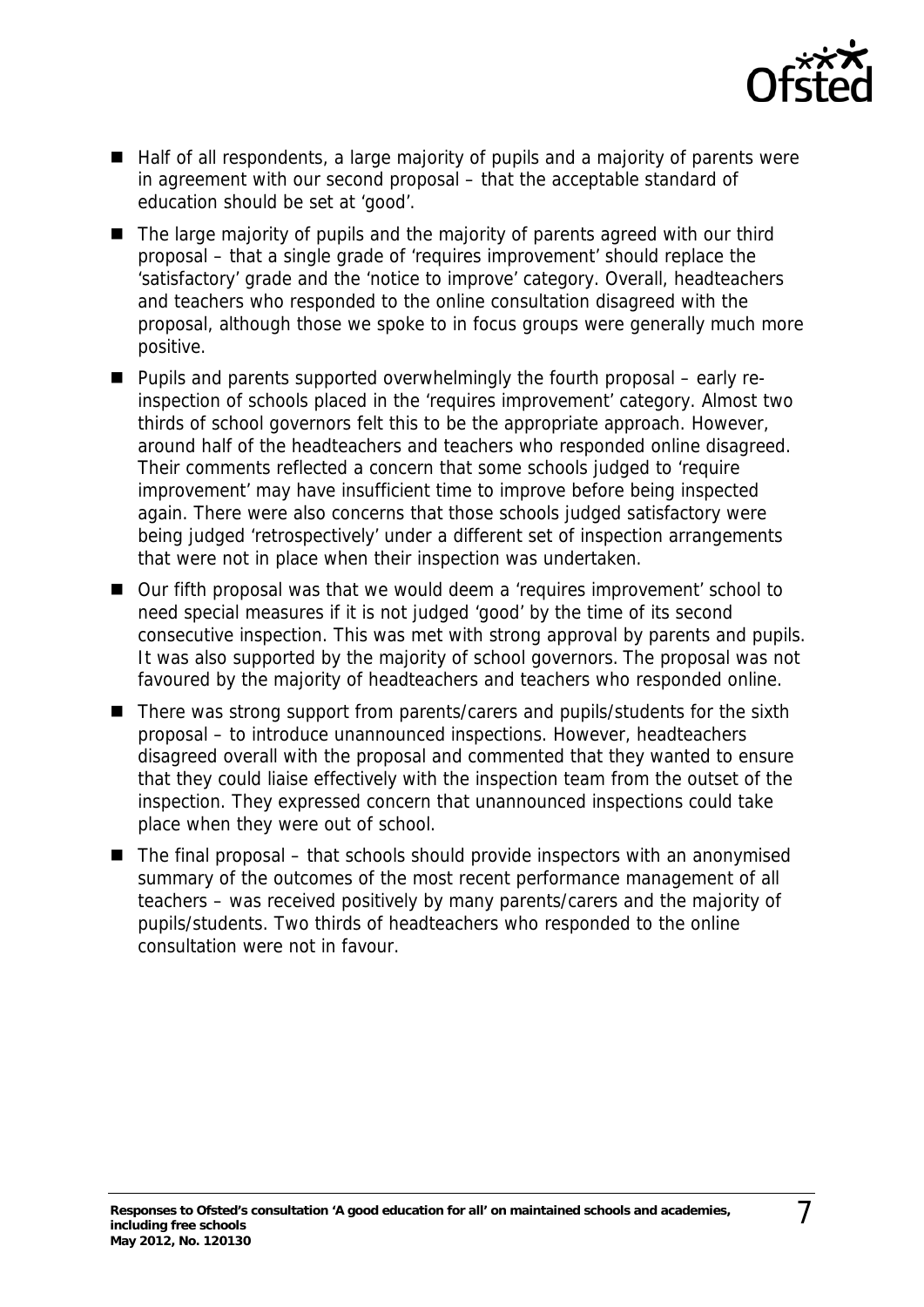- Half of all respondents, a large majority of pupils and a majority of parents were in agreement with our second proposal – that the acceptable standard of education should be set at 'good'.
- The large majority of pupils and the majority of parents agreed with our third proposal – that a single grade of 'requires improvement' should replace the 'satisfactory' grade and the 'notice to improve' category. Overall, headteachers and teachers who responded to the online consultation disagreed with the proposal, although those we spoke to in focus groups were generally much more positive.
- Pupils and parents supported overwhelmingly the fourth proposal – early re-inspection of schools placed in the 'requires improvement' category. Almost two thirds of school governors felt this to be the appropriate approach. However, around half of the headteachers and teachers who responded online disagreed. Their comments reflected a concern that some schools judged to 'require improvement' may have insufficient time to improve before being inspected again. There were also concerns that those schools judged satisfactory were being judged 'retrospectively' under a different set of inspection arrangements that were not in place when their inspection was undertaken.
- Our fifth proposal was that we would deem a 'requires improvement' school to need special measures if it is not judged 'good' by the time of its second consecutive inspection. This was met with strong approval by parents and pupils. It was also supported by the majority of school governors. The proposal was not favoured by the majority of headteachers and teachers who responded online.
- There was strong support from parents/carers and pupils/students for the sixth proposal – to introduce unannounced inspections. However, headteachers disagreed overall with the proposal and commented that they wanted to ensure that they could liaise effectively with the inspection team from the outset of the inspection. They expressed concern that unannounced inspections could take place when they were out of school.
- The final proposal – that schools should provide inspectors with an anonymised summary of the outcomes of the most recent performance management of all teachers – was received positively by many parents/carers and the majority of pupils/students. Two thirds of headteachers who responded to the online consultation were not in favour.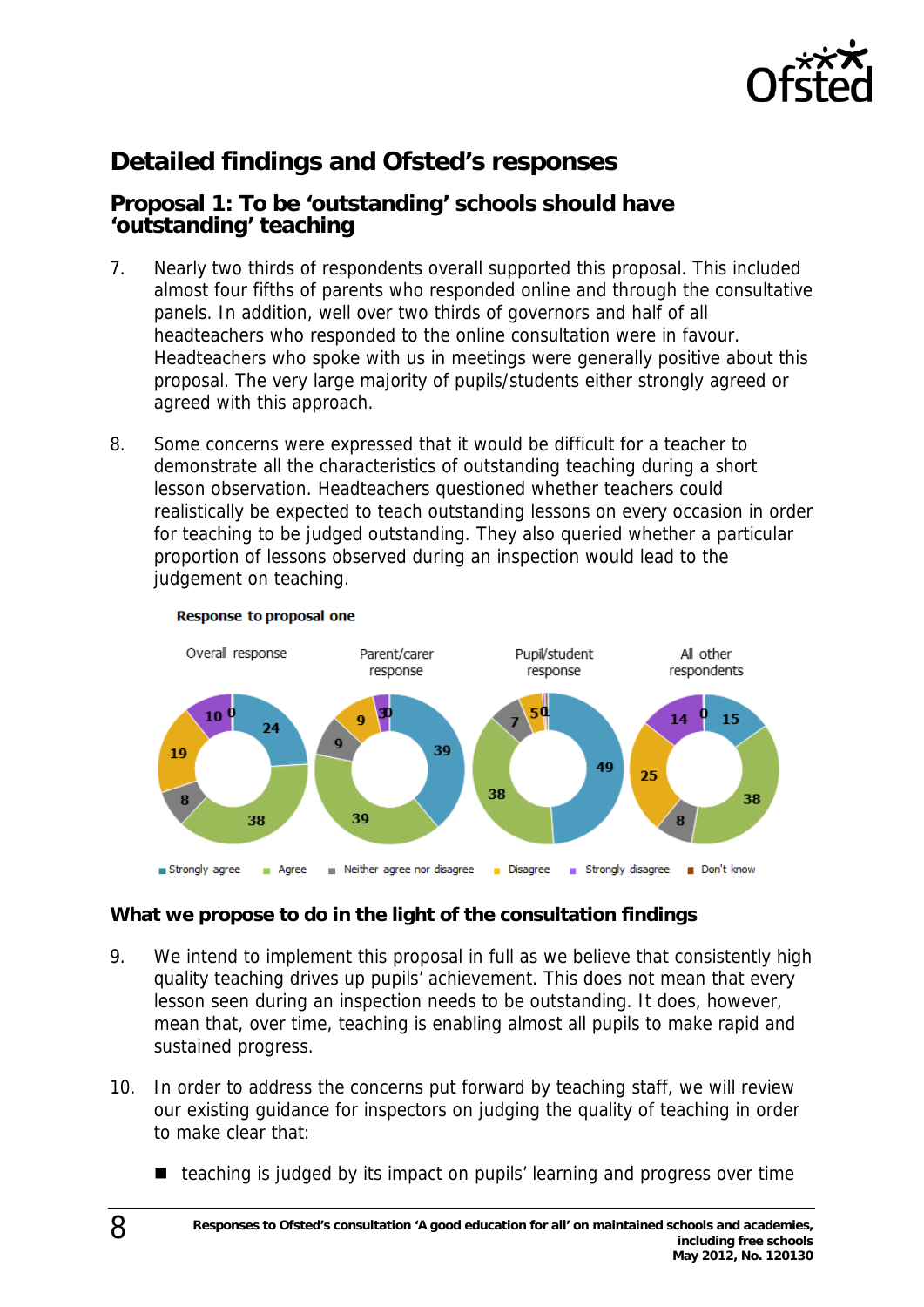## Detailed findings and Ofsted's responses

### Proposal 1: To be 'outstanding' schools should have 'outstanding' teaching

7. Nearly two thirds of respondents overall supported this proposal. This included almost four fifths of parents who responded online and through the consultative panels. In addition, well over two thirds of governors and half of all headteachers who responded to the online consultation were in favour. Headteachers who spoke with us in meetings were generally positive about this proposal. The very large majority of pupils/students either strongly agreed or agreed with this approach.

8. Some concerns were expressed that it would be difficult for a teacher to demonstrate all the characteristics of outstanding teaching during a short lesson observation. Headteachers questioned whether teachers could realistically be expected to teach outstanding lessons on every occasion in order for teaching to be judged outstanding. They also queried whether a particular proportion of lessons observed during an inspection would lead to the judgement on teaching.

**Response to proposal one**

| | Overall response | Parent/carer response | Pupil/student response | All other respondents |
|---|---|---|---|---|
| Strongly agree | 24 | 39 | 49 | 15 |
| Agree | 38 | 39 | 38 | 38 |
| Neither agree nor disagree | 8 | 9 | 7 | 8 |
| Disagree | 19 | 9 | 5 | 25 |
| Strongly disagree | 10 | 3 | 0 | 14 |
| Don't know | 0 | 0 | 1 | 0 |

### What we propose to do in the light of the consultation findings

9. We intend to implement this proposal in full as we believe that consistently high quality teaching drives up pupils' achievement. This does not mean that every lesson seen during an inspection needs to be outstanding. It does, however, mean that, over time, teaching is enabling almost all pupils to make rapid and sustained progress.

10. In order to address the concerns put forward by teaching staff, we will review our existing guidance for inspectors on judging the quality of teaching in order to make clear that:

    - teaching is judged by its impact on pupils' learning and progress over time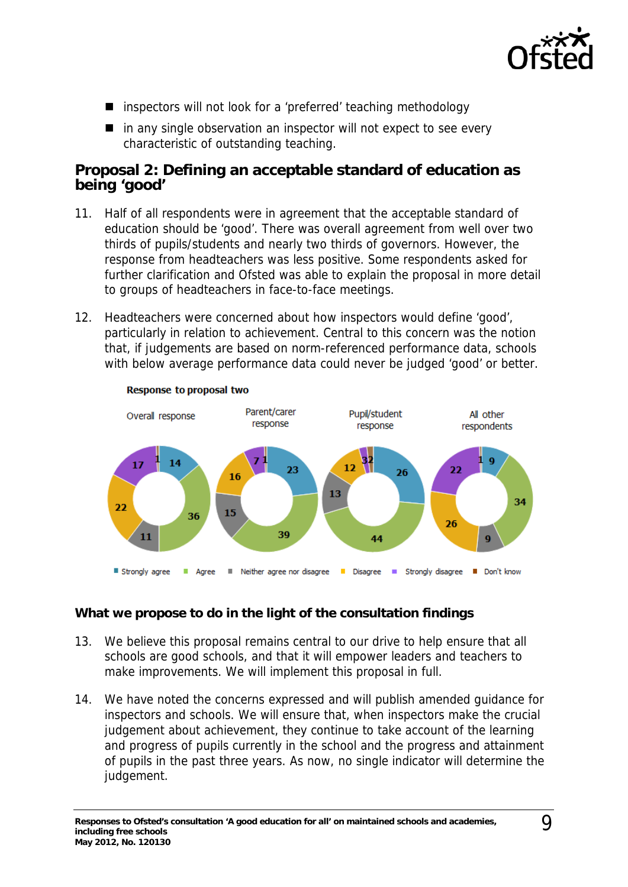- inspectors will not look for a 'preferred' teaching methodology
- in any single observation an inspector will not expect to see every characteristic of outstanding teaching.

## Proposal 2: Defining an acceptable standard of education as being 'good'

11. Half of all respondents were in agreement that the acceptable standard of education should be 'good'. There was overall agreement from well over two thirds of pupils/students and nearly two thirds of governors. However, the response from headteachers was less positive. Some respondents asked for further clarification and Ofsted was able to explain the proposal in more detail to groups of headteachers in face-to-face meetings.

12. Headteachers were concerned about how inspectors would define 'good', particularly in relation to achievement. Central to this concern was the notion that, if judgements are based on norm-referenced performance data, schools with below average performance data could never be judged 'good' or better.

**Response to proposal two**

| | Overall response | Parent/carer response | Pupil/student response | All other respondents |
|---|---|---|---|---|
| Strongly agree | 14 | 23 | 26 | 9 |
| Agree | 36 | 39 | 44 | 34 |
| Neither agree nor disagree | 11 | 15 | 13 | 9 |
| Disagree | 22 | 16 | 12 | 26 |
| Strongly disagree | 17 | 7 | 3 | 22 |
| Don't know | 1 | 1 | 2 | 1 |

### What we propose to do in the light of the consultation findings

13. We believe this proposal remains central to our drive to help ensure that all schools are good schools, and that it will empower leaders and teachers to make improvements. We will implement this proposal in full.

14. We have noted the concerns expressed and will publish amended guidance for inspectors and schools. We will ensure that, when inspectors make the crucial judgement about achievement, they continue to take account of the learning and progress of pupils currently in the school and the progress and attainment of pupils in the past three years. As now, no single indicator will determine the judgement.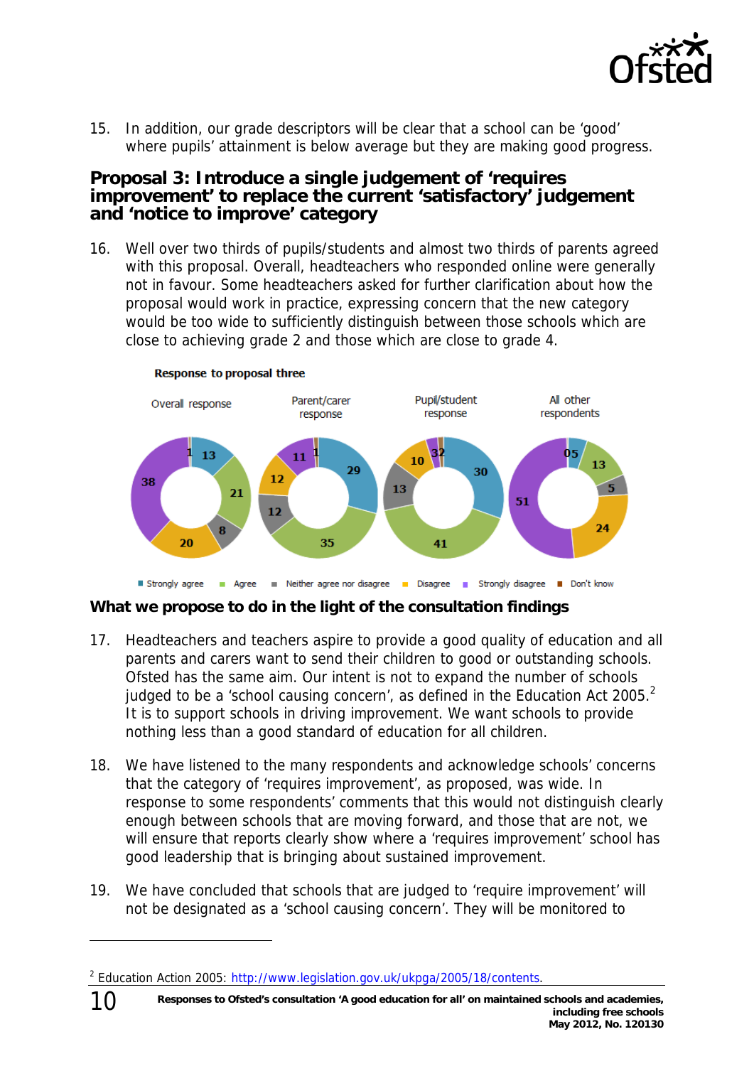15. In addition, our grade descriptors will be clear that a school can be 'good' where pupils' attainment is below average but they are making good progress.

## Proposal 3: Introduce a single judgement of 'requires improvement' to replace the current 'satisfactory' judgement and 'notice to improve' category

16. Well over two thirds of pupils/students and almost two thirds of parents agreed with this proposal. Overall, headteachers who responded online were generally not in favour. Some headteachers asked for further clarification about how the proposal would work in practice, expressing concern that the new category would be too wide to sufficiently distinguish between those schools which are close to achieving grade 2 and those which are close to grade 4.

**Response to proposal three**

| | Overall response | Parent/carer response | Pupil/student response | All other respondents |
|---|---|---|---|---|
| Strongly agree | 13 | 29 | 30 | 5 |
| Agree | 21 | 35 | 41 | 13 |
| Neither agree nor disagree | 8 | 12 | 13 | 5 |
| Disagree | 20 | 12 | 10 | 24 |
| Strongly disagree | 38 | 11 | 3 | 51 |
| Don't know | 1 | 1 | 2 | 0 |

## What we propose to do in the light of the consultation findings

17. Headteachers and teachers aspire to provide a good quality of education and all parents and carers want to send their children to good or outstanding schools. Ofsted has the same aim. Our intent is not to expand the number of schools judged to be a 'school causing concern', as defined in the Education Act 2005.[2] It is to support schools in driving improvement. We want schools to provide nothing less than a good standard of education for all children.

18. We have listened to the many respondents and acknowledge schools' concerns that the category of 'requires improvement', as proposed, was wide. In response to some respondents' comments that this would not distinguish clearly enough between schools that are moving forward, and those that are not, we will ensure that reports clearly show where a 'requires improvement' school has good leadership that is bringing about sustained improvement.

19. We have concluded that schools that are judged to 'require improvement' will not be designated as a 'school causing concern'. They will be monitored to

[2] Education Action 2005: http://www.legislation.gov.uk/ukpga/2005/18/contents.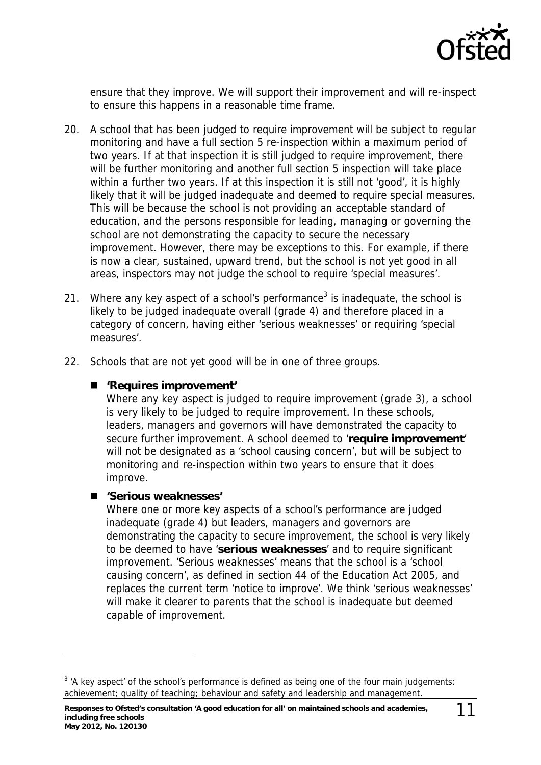ensure that they improve. We will support their improvement and will re-inspect to ensure this happens in a reasonable time frame.

20. A school that has been judged to require improvement will be subject to regular monitoring and have a full section 5 re-inspection within a maximum period of two years. If at that inspection it is still judged to require improvement, there will be further monitoring and another full section 5 inspection will take place within a further two years. If at this inspection it is still not 'good', it is highly likely that it will be judged inadequate and deemed to require special measures. This will be because the school is not providing an acceptable standard of education, and the persons responsible for leading, managing or governing the school are not demonstrating the capacity to secure the necessary improvement. However, there may be exceptions to this. For example, if there is now a clear, sustained, upward trend, but the school is not yet good in all areas, inspectors may not judge the school to require 'special measures'.

21. Where any key aspect of a school's performance[3] is inadequate, the school is likely to be judged inadequate overall (grade 4) and therefore placed in a category of concern, having either 'serious weaknesses' or requiring 'special measures'.

22. Schools that are not yet good will be in one of three groups.

- **'Requires improvement'**
  Where any key aspect is judged to require improvement (grade 3), a school is very likely to be judged to require improvement. In these schools, leaders, managers and governors will have demonstrated the capacity to secure further improvement. A school deemed to '**require improvement**' will not be designated as a 'school causing concern', but will be subject to monitoring and re-inspection within two years to ensure that it does improve.

- **'Serious weaknesses'**
  Where one or more key aspects of a school's performance are judged inadequate (grade 4) but leaders, managers and governors are demonstrating the capacity to secure improvement, the school is very likely to be deemed to have '**serious weaknesses**' and to require significant improvement. 'Serious weaknesses' means that the school is a 'school causing concern', as defined in section 44 of the Education Act 2005, and replaces the current term 'notice to improve'. We think 'serious weaknesses' will make it clearer to parents that the school is inadequate but deemed capable of improvement.

---

[3] 'A key aspect' of the school's performance is defined as being one of the four main judgements: achievement; quality of teaching; behaviour and safety and leadership and management.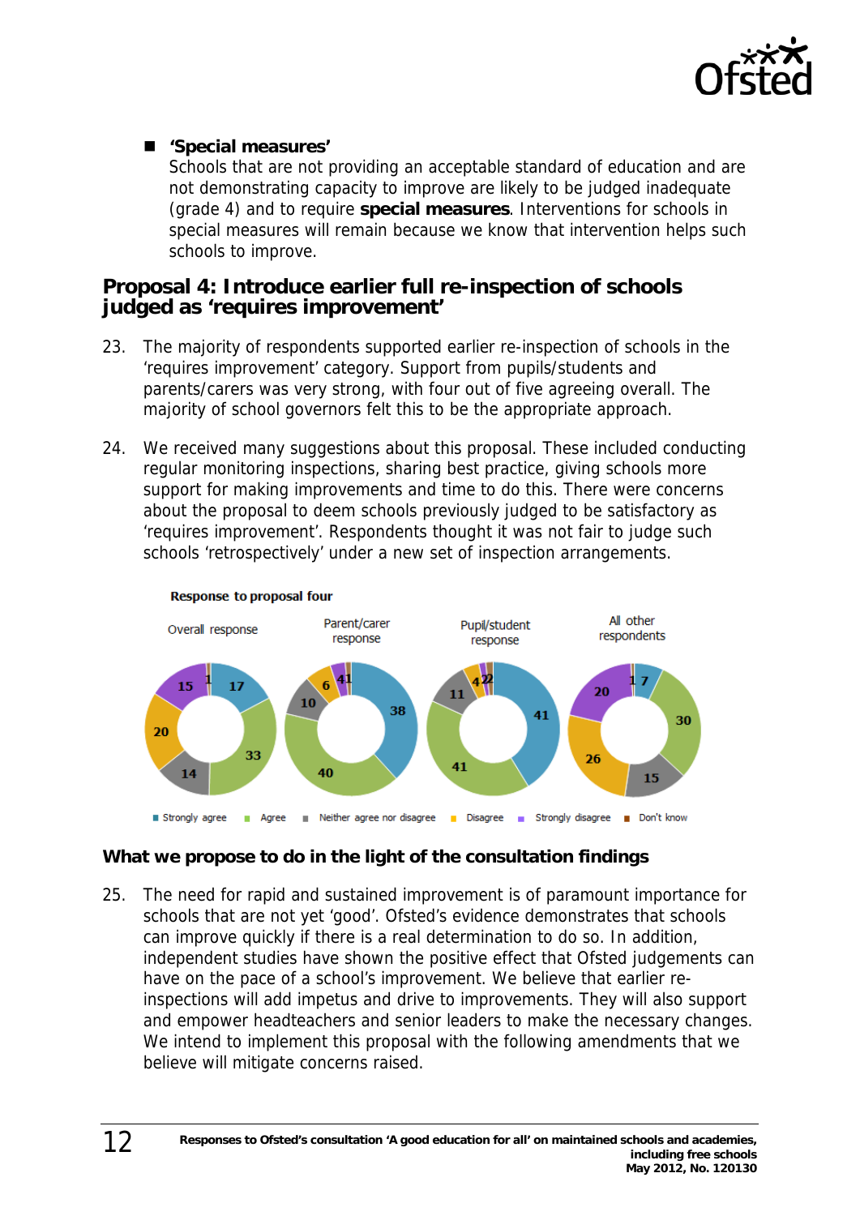- **'Special measures'**
  Schools that are not providing an acceptable standard of education and are not demonstrating capacity to improve are likely to be judged inadequate (grade 4) and to require **special measures**. Interventions for schools in special measures will remain because we know that intervention helps such schools to improve.

## Proposal 4: Introduce earlier full re-inspection of schools judged as 'requires improvement'

23. The majority of respondents supported earlier re-inspection of schools in the 'requires improvement' category. Support from pupils/students and parents/carers was very strong, with four out of five agreeing overall. The majority of school governors felt this to be the appropriate approach.

24. We received many suggestions about this proposal. These included conducting regular monitoring inspections, sharing best practice, giving schools more support for making improvements and time to do this. There were concerns about the proposal to deem schools previously judged to be satisfactory as 'requires improvement'. Respondents thought it was not fair to judge such schools 'retrospectively' under a new set of inspection arrangements.

**Response to proposal four**

| | Overall response | Parent/carer response | Pupil/student response | All other respondents |
|---|---|---|---|---|
| Strongly agree | 17 | 38 | 41 | 7 |
| Agree | 33 | 40 | 41 | 30 |
| Neither agree nor disagree | 14 | 10 | 11 | 15 |
| Disagree | 20 | 6 | 4 | 26 |
| Strongly disagree | 15 | 4 | 2 | 20 |
| Don't know | 1 | 1 | 2 | 1 |

### What we propose to do in the light of the consultation findings

25. The need for rapid and sustained improvement is of paramount importance for schools that are not yet 'good'. Ofsted's evidence demonstrates that schools can improve quickly if there is a real determination to do so. In addition, independent studies have shown the positive effect that Ofsted judgements can have on the pace of a school's improvement. We believe that earlier re-inspections will add impetus and drive to improvements. They will also support and empower headteachers and senior leaders to make the necessary changes. We intend to implement this proposal with the following amendments that we believe will mitigate concerns raised.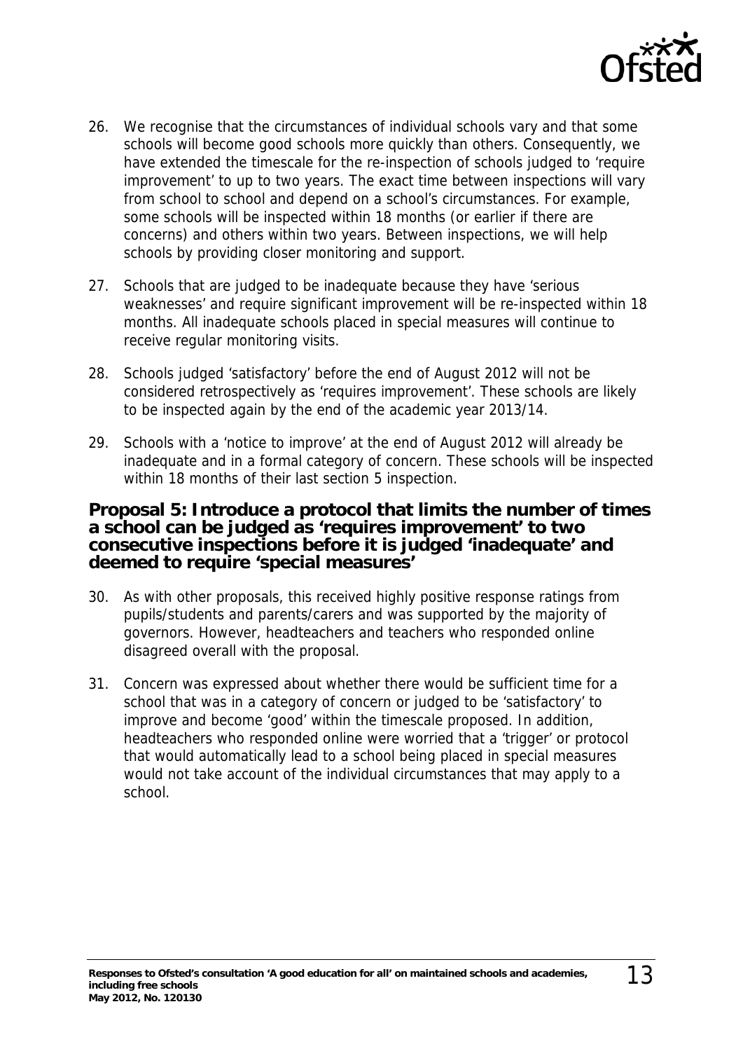26. We recognise that the circumstances of individual schools vary and that some schools will become good schools more quickly than others. Consequently, we have extended the timescale for the re-inspection of schools judged to 'require improvement' to up to two years. The exact time between inspections will vary from school to school and depend on a school's circumstances. For example, some schools will be inspected within 18 months (or earlier if there are concerns) and others within two years. Between inspections, we will help schools by providing closer monitoring and support.

27. Schools that are judged to be inadequate because they have 'serious weaknesses' and require significant improvement will be re-inspected within 18 months. All inadequate schools placed in special measures will continue to receive regular monitoring visits.

28. Schools judged 'satisfactory' before the end of August 2012 will not be considered retrospectively as 'requires improvement'. These schools are likely to be inspected again by the end of the academic year 2013/14.

29. Schools with a 'notice to improve' at the end of August 2012 will already be inadequate and in a formal category of concern. These schools will be inspected within 18 months of their last section 5 inspection.

### Proposal 5: Introduce a protocol that limits the number of times a school can be judged as 'requires improvement' to two consecutive inspections before it is judged 'inadequate' and deemed to require 'special measures'

30. As with other proposals, this received highly positive response ratings from pupils/students and parents/carers and was supported by the majority of governors. However, headteachers and teachers who responded online disagreed overall with the proposal.

31. Concern was expressed about whether there would be sufficient time for a school that was in a category of concern or judged to be 'satisfactory' to improve and become 'good' within the timescale proposed. In addition, headteachers who responded online were worried that a 'trigger' or protocol that would automatically lead to a school being placed in special measures would not take account of the individual circumstances that may apply to a school.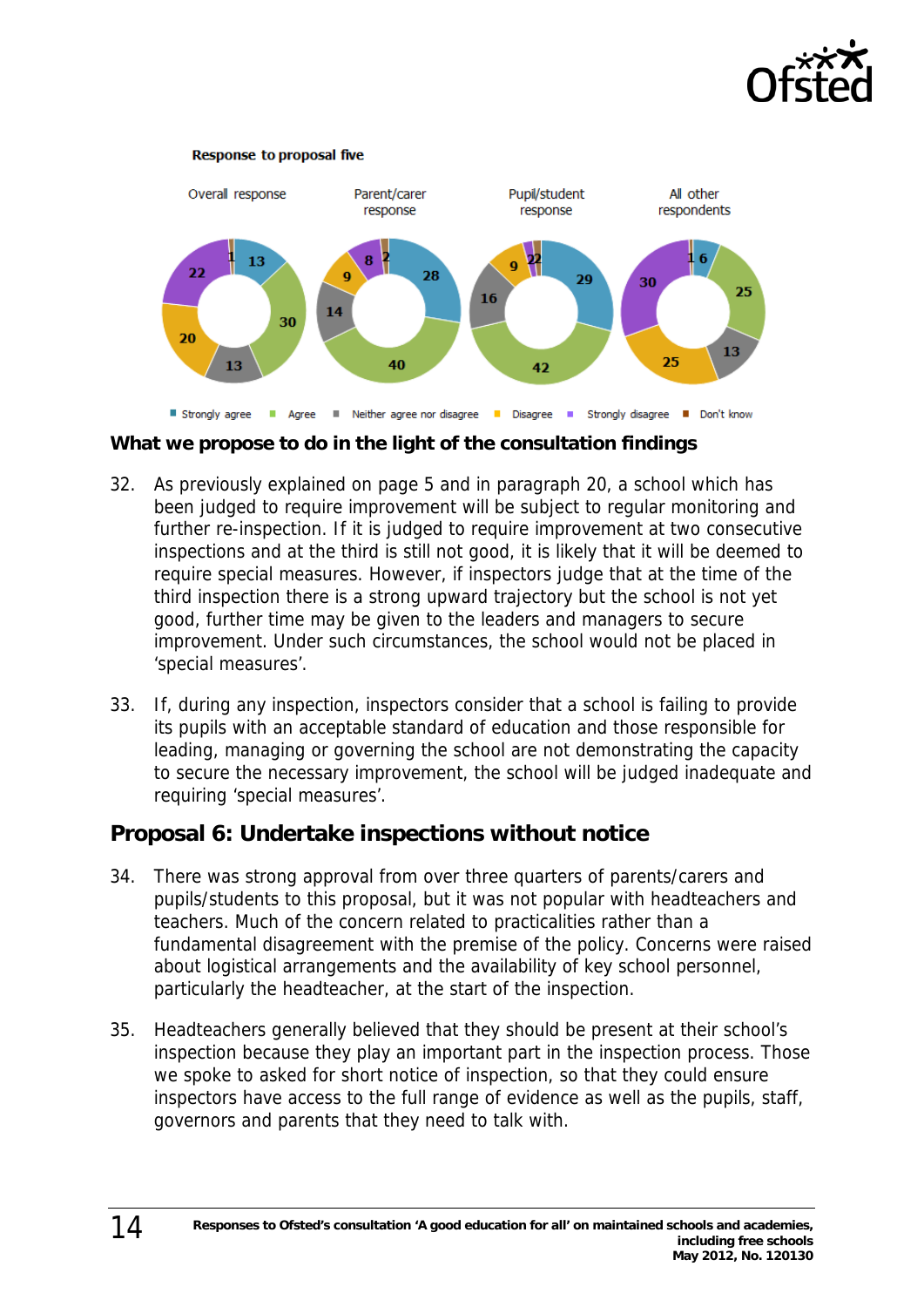**Response to proposal five**

| | Strongly agree | Agree | Neither agree nor disagree | Disagree | Strongly disagree | Don't know |
|---|---|---|---|---|---|---|
| Overall response | 13 | 30 | 13 | 20 | 22 | 1 |
| Parent/carer response | 28 | 40 | 14 | 9 | 8 | 2 |
| Pupil/student response | 29 | 42 | 16 | 9 | 2 | 2 |
| All other respondents | 6 | 25 | 13 | 25 | 30 | 1 |

## What we propose to do in the light of the consultation findings

32. As previously explained on page 5 and in paragraph 20, a school which has been judged to require improvement will be subject to regular monitoring and further re-inspection. If it is judged to require improvement at two consecutive inspections and at the third is still not good, it is likely that it will be deemed to require special measures. However, if inspectors judge that at the time of the third inspection there is a strong upward trajectory but the school is not yet good, further time may be given to the leaders and managers to secure improvement. Under such circumstances, the school would not be placed in 'special measures'.

33. If, during any inspection, inspectors consider that a school is failing to provide its pupils with an acceptable standard of education and those responsible for leading, managing or governing the school are not demonstrating the capacity to secure the necessary improvement, the school will be judged inadequate and requiring 'special measures'.

## Proposal 6: Undertake inspections without notice

34. There was strong approval from over three quarters of parents/carers and pupils/students to this proposal, but it was not popular with headteachers and teachers. Much of the concern related to practicalities rather than a fundamental disagreement with the premise of the policy. Concerns were raised about logistical arrangements and the availability of key school personnel, particularly the headteacher, at the start of the inspection.

35. Headteachers generally believed that they should be present at their school's inspection because they play an important part in the inspection process. Those we spoke to asked for short notice of inspection, so that they could ensure inspectors have access to the full range of evidence as well as the pupils, staff, governors and parents that they need to talk with.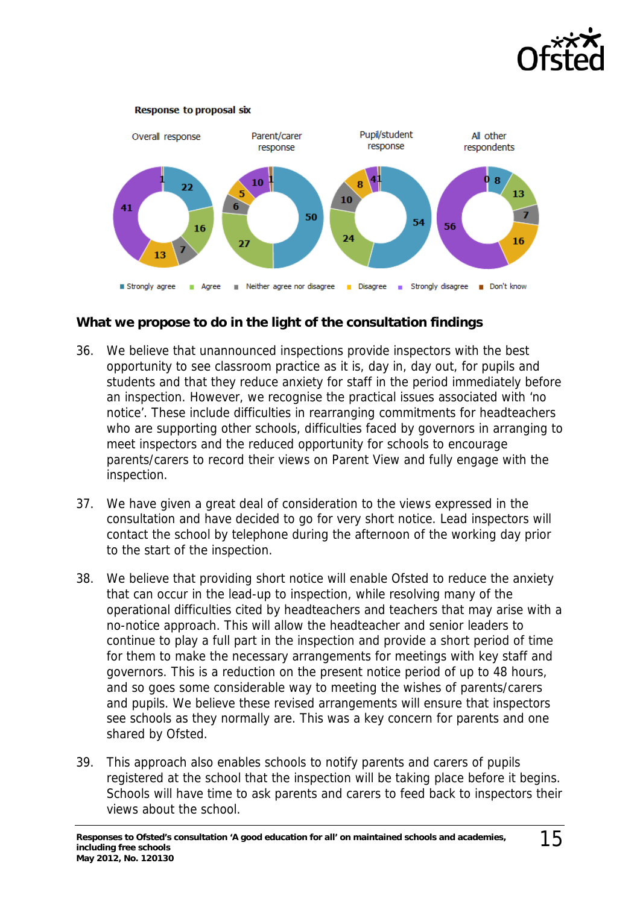**Response to proposal six**

| | Overall response | Parent/carer response | Pupil/student response | All other respondents |
|---|---|---|---|---|
| Strongly agree | 22 | 50 | 54 | 8 |
| Agree | 16 | 27 | 24 | 13 |
| Neither agree nor disagree | 7 | 6 | 10 | 7 |
| Disagree | 13 | 5 | 8 | 16 |
| Strongly disagree | 41 | 10 | 4 | 56 |
| Don't know | 1 | 1 | 1 | 0 |

## What we propose to do in the light of the consultation findings

36. We believe that unannounced inspections provide inspectors with the best opportunity to see classroom practice as it is, day in, day out, for pupils and students and that they reduce anxiety for staff in the period immediately before an inspection. However, we recognise the practical issues associated with 'no notice'. These include difficulties in rearranging commitments for headteachers who are supporting other schools, difficulties faced by governors in arranging to meet inspectors and the reduced opportunity for schools to encourage parents/carers to record their views on Parent View and fully engage with the inspection.

37. We have given a great deal of consideration to the views expressed in the consultation and have decided to go for very short notice. Lead inspectors will contact the school by telephone during the afternoon of the working day prior to the start of the inspection.

38. We believe that providing short notice will enable Ofsted to reduce the anxiety that can occur in the lead-up to inspection, while resolving many of the operational difficulties cited by headteachers and teachers that may arise with a no-notice approach. This will allow the headteacher and senior leaders to continue to play a full part in the inspection and provide a short period of time for them to make the necessary arrangements for meetings with key staff and governors. This is a reduction on the present notice period of up to 48 hours, and so goes some considerable way to meeting the wishes of parents/carers and pupils. We believe these revised arrangements will ensure that inspectors see schools as they normally are. This was a key concern for parents and one shared by Ofsted.

39. This approach also enables schools to notify parents and carers of pupils registered at the school that the inspection will be taking place before it begins. Schools will have time to ask parents and carers to feed back to inspectors their views about the school.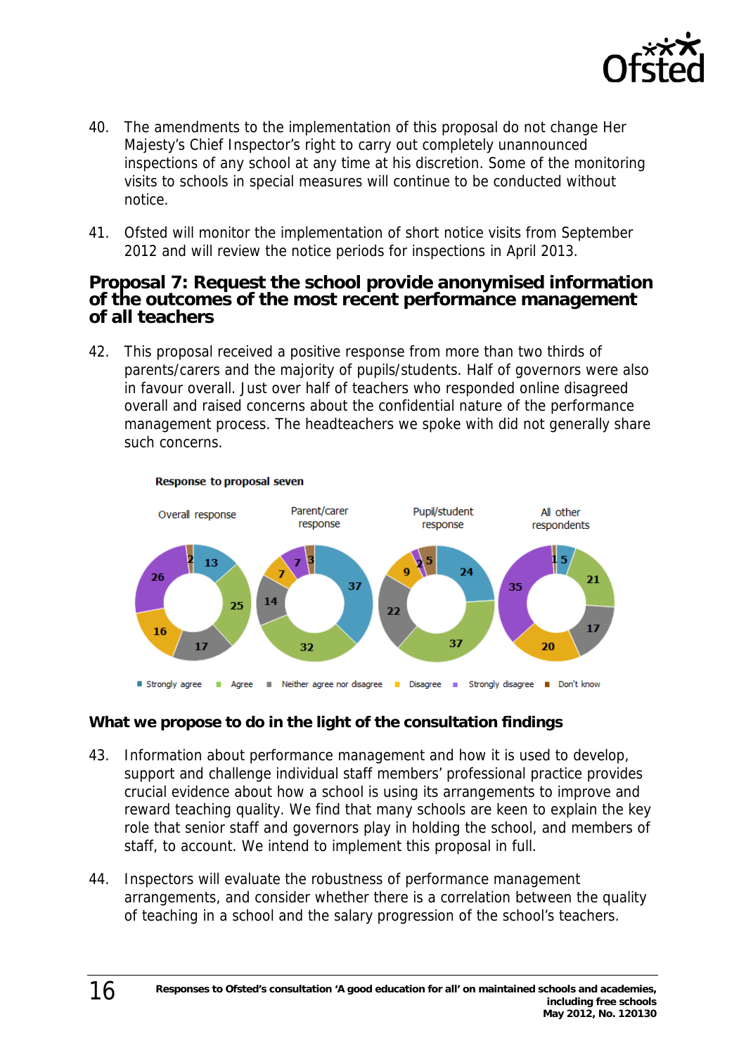40. The amendments to the implementation of this proposal do not change Her Majesty's Chief Inspector's right to carry out completely unannounced inspections of any school at any time at his discretion. Some of the monitoring visits to schools in special measures will continue to be conducted without notice.

41. Ofsted will monitor the implementation of short notice visits from September 2012 and will review the notice periods for inspections in April 2013.

## Proposal 7: Request the school provide anonymised information of the outcomes of the most recent performance management of all teachers

42. This proposal received a positive response from more than two thirds of parents/carers and the majority of pupils/students. Half of governors were also in favour overall. Just over half of teachers who responded online disagreed overall and raised concerns about the confidential nature of the performance management process. The headteachers we spoke with did not generally share such concerns.

**Response to proposal seven**

| | Overall response | Parent/carer response | Pupil/student response | All other respondents |
|---|---|---|---|---|
| Strongly agree | 13 | 37 | 24 | 5 |
| Agree | 25 | 32 | 37 | 21 |
| Neither agree nor disagree | 17 | 14 | 22 | 17 |
| Disagree | 16 | 7 | 9 | 20 |
| Strongly disagree | 26 | 7 | 2 | 35 |
| Don't know | 2 | 3 | 5 | 1 |

### What we propose to do in the light of the consultation findings

43. Information about performance management and how it is used to develop, support and challenge individual staff members' professional practice provides crucial evidence about how a school is using its arrangements to improve and reward teaching quality. We find that many schools are keen to explain the key role that senior staff and governors play in holding the school, and members of staff, to account. We intend to implement this proposal in full.

44. Inspectors will evaluate the robustness of performance management arrangements, and consider whether there is a correlation between the quality of teaching in a school and the salary progression of the school's teachers.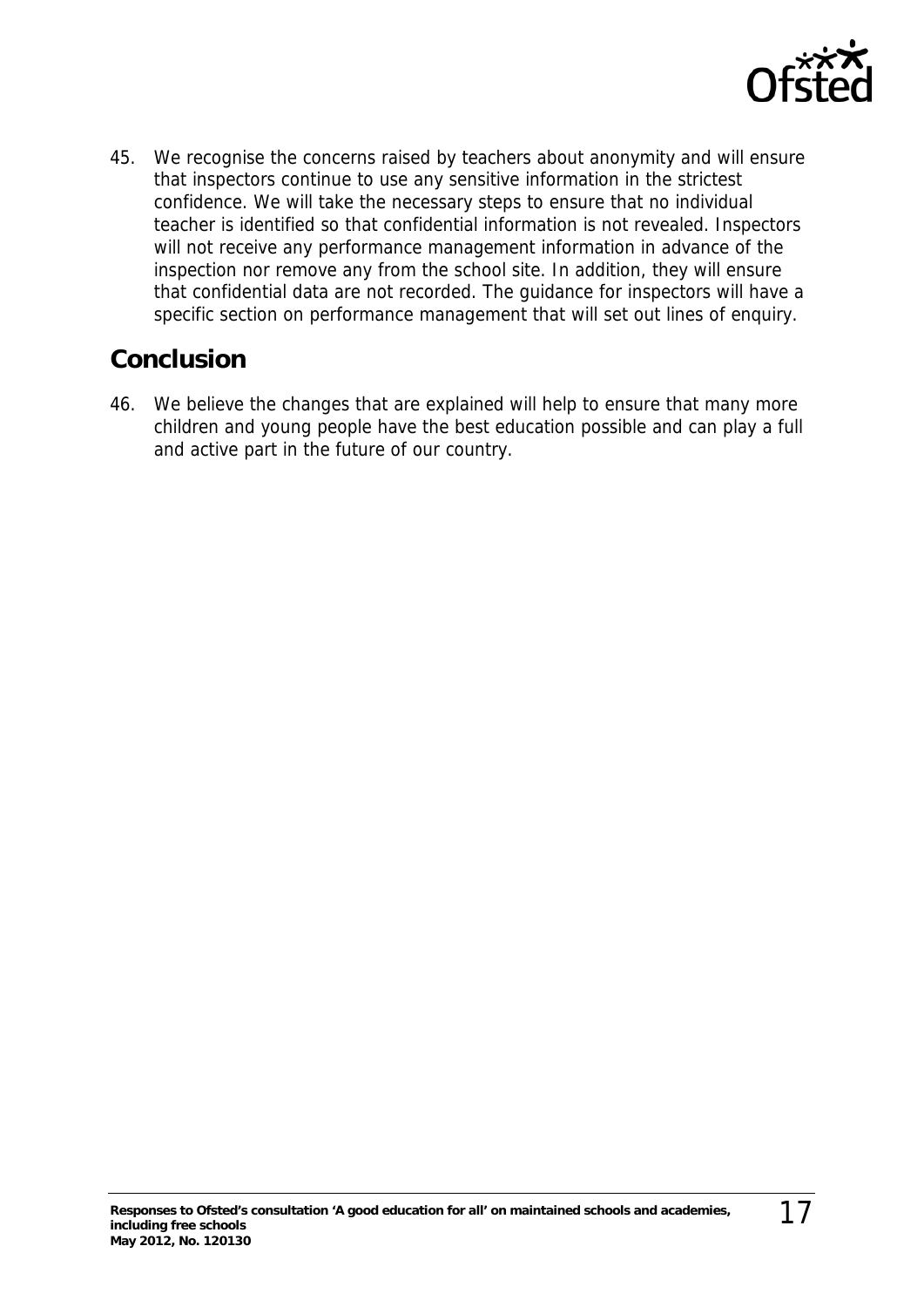45. We recognise the concerns raised by teachers about anonymity and will ensure that inspectors continue to use any sensitive information in the strictest confidence. We will take the necessary steps to ensure that no individual teacher is identified so that confidential information is not revealed. Inspectors will not receive any performance management information in advance of the inspection nor remove any from the school site. In addition, they will ensure that confidential data are not recorded. The guidance for inspectors will have a specific section on performance management that will set out lines of enquiry.

## Conclusion

46. We believe the changes that are explained will help to ensure that many more children and young people have the best education possible and can play a full and active part in the future of our country.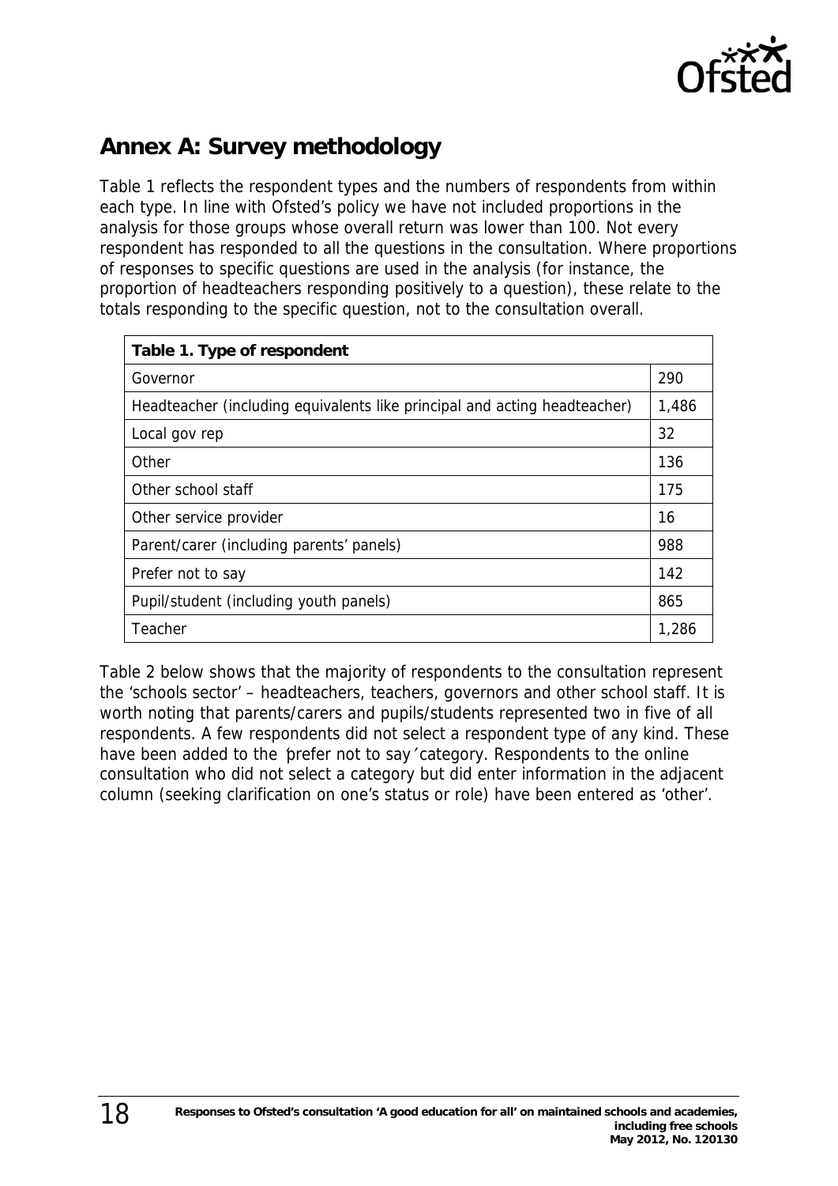## Annex A: Survey methodology

Table 1 reflects the respondent types and the numbers of respondents from within each type. In line with Ofsted's policy we have not included proportions in the analysis for those groups whose overall return was lower than 100. Not every respondent has responded to all the questions in the consultation. Where proportions of responses to specific questions are used in the analysis (for instance, the proportion of headteachers responding positively to a question), these relate to the totals responding to the specific question, not to the consultation overall.

| Table 1. Type of respondent | |
|---|---|
| Governor | 290 |
| Headteacher (including equivalents like principal and acting headteacher) | 1,486 |
| Local gov rep | 32 |
| Other | 136 |
| Other school staff | 175 |
| Other service provider | 16 |
| Parent/carer (including parents' panels) | 988 |
| Prefer not to say | 142 |
| Pupil/student (including youth panels) | 865 |
| Teacher | 1,286 |

Table 2 below shows that the majority of respondents to the consultation represent the 'schools sector' – headteachers, teachers, governors and other school staff. It is worth noting that parents/carers and pupils/students represented two in five of all respondents. A few respondents did not select a respondent type of any kind. These have been added to the 'prefer not to say' category. Respondents to the online consultation who did not select a category but did enter information in the adjacent column (seeking clarification on one's status or role) have been entered as 'other'.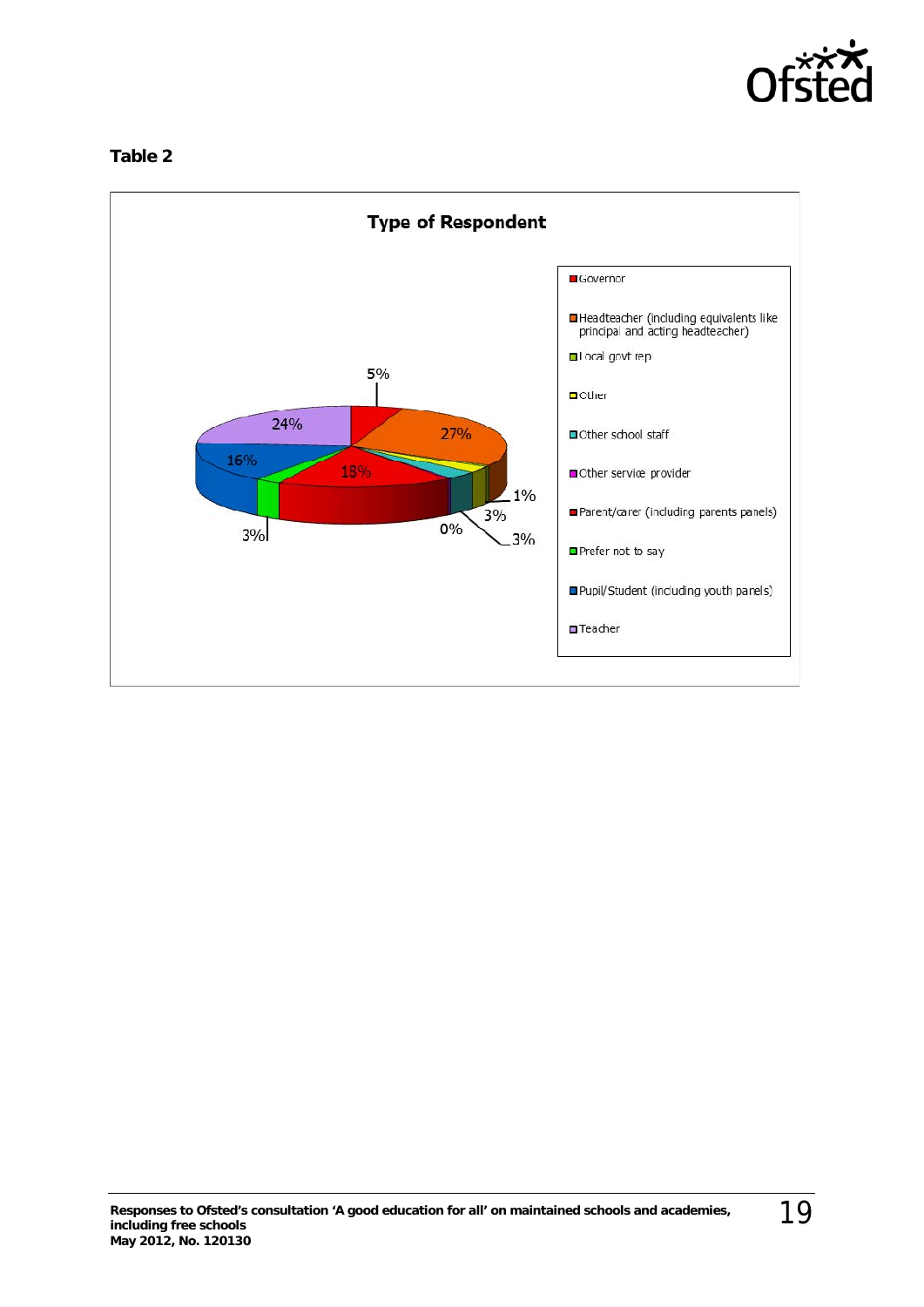**Table 2**

**Type of Respondent**

Chart labels: 5%, 27%, 1%, 3%, 3%, 0%, 18%, 3%, 16%, 24%

Legend:

- Governor
- Headteacher (including equivalents like principal and acting headteacher)
- Local govt rep
- Other
- Other school staff
- Other service provider
- Parent/carer (including parents panels)
- Prefer not to say
- Pupil/Student (including youth panels)
- Teacher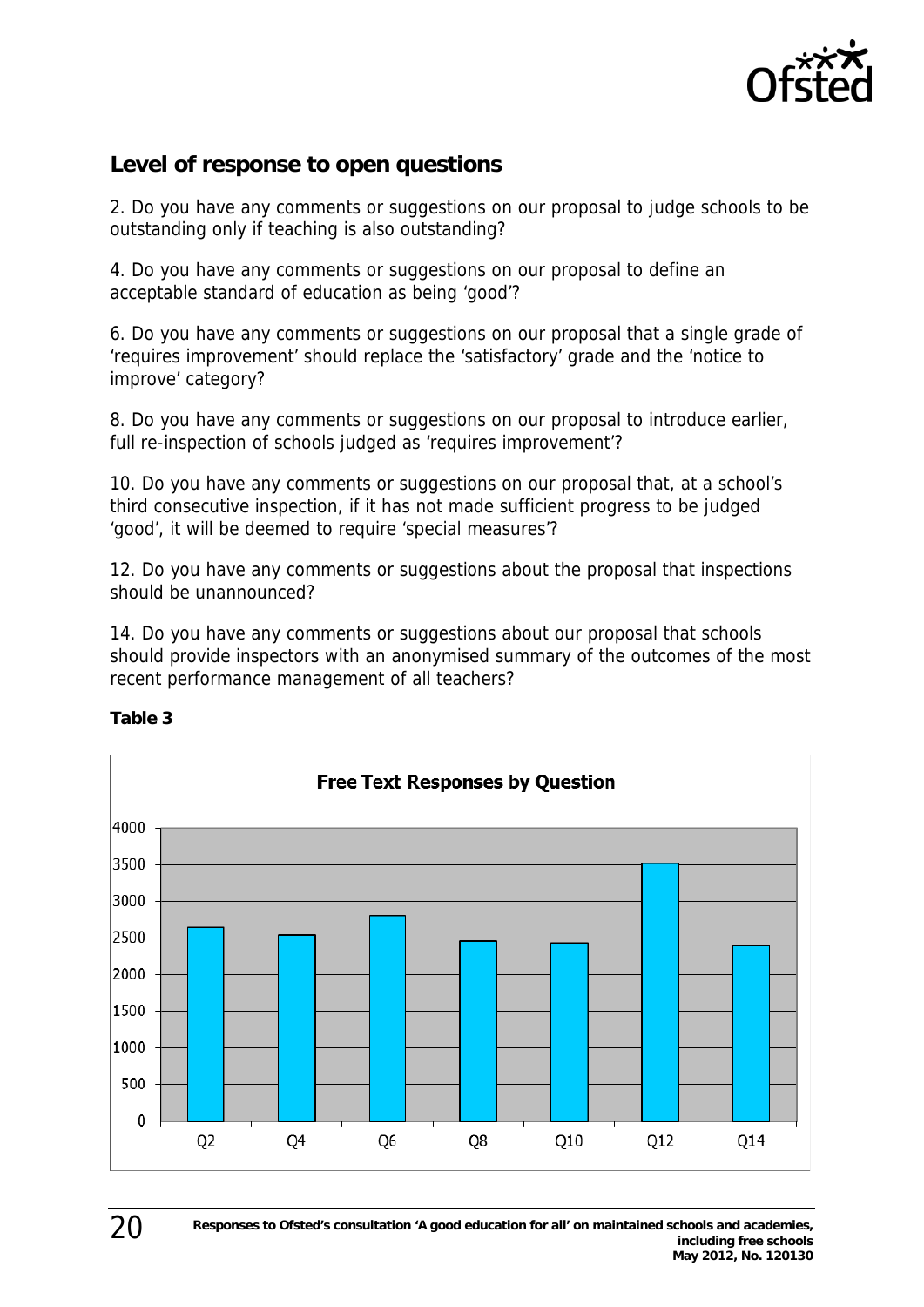## Level of response to open questions

2. Do you have any comments or suggestions on our proposal to judge schools to be outstanding only if teaching is also outstanding?

4. Do you have any comments or suggestions on our proposal to define an acceptable standard of education as being 'good'?

6. Do you have any comments or suggestions on our proposal that a single grade of 'requires improvement' should replace the 'satisfactory' grade and the 'notice to improve' category?

8. Do you have any comments or suggestions on our proposal to introduce earlier, full re-inspection of schools judged as 'requires improvement'?

10. Do you have any comments or suggestions on our proposal that, at a school's third consecutive inspection, if it has not made sufficient progress to be judged 'good', it will be deemed to require 'special measures'?

12. Do you have any comments or suggestions about the proposal that inspections should be unannounced?

14. Do you have any comments or suggestions about our proposal that schools should provide inspectors with an anonymised summary of the outcomes of the most recent performance management of all teachers?

**Table 3**

Free Text Responses by Question

4000
3500
3000
2500
2000
1500
1000
500
0

Q2 Q4 Q6 Q8 Q10 Q12 Q14